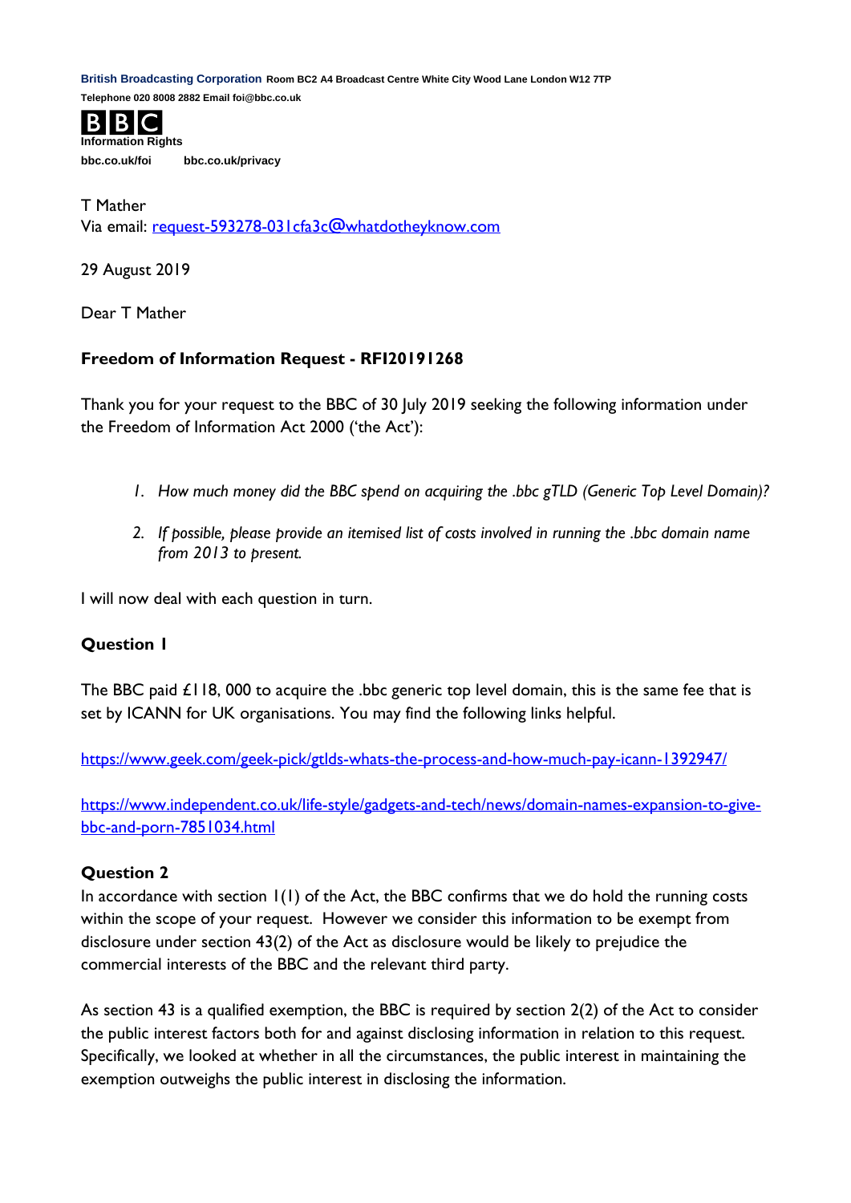**British Broadcasting Corporation** Room BC2 A4 Broadcast Centre White City Wood Lane London W12 7TP
Telephone 020 8008 2882 Email foi@bbc.co.uk

**BBC**
**Information Rights**
bbc.co.uk/foi    bbc.co.uk/privacy

T Mather
Via email: request-593278-031cfa3c@whatdotheyknow.com

29 August 2019

Dear T Mather

**Freedom of Information Request - RFI20191268**

Thank you for your request to the BBC of 30 July 2019 seeking the following information under the Freedom of Information Act 2000 ('the Act'):

1. *How much money did the BBC spend on acquiring the .bbc gTLD (Generic Top Level Domain)?*
2. *If possible, please provide an itemised list of costs involved in running the .bbc domain name from 2013 to present.*

I will now deal with each question in turn.

**Question 1**

The BBC paid £118, 000 to acquire the .bbc generic top level domain, this is the same fee that is set by ICANN for UK organisations. You may find the following links helpful.

https://www.geek.com/geek-pick/gtlds-whats-the-process-and-how-much-pay-icann-1392947/

https://www.independent.co.uk/life-style/gadgets-and-tech/news/domain-names-expansion-to-give-bbc-and-porn-7851034.html

**Question 2**

In accordance with section 1(1) of the Act, the BBC confirms that we do hold the running costs within the scope of your request. However we consider this information to be exempt from disclosure under section 43(2) of the Act as disclosure would be likely to prejudice the commercial interests of the BBC and the relevant third party.

As section 43 is a qualified exemption, the BBC is required by section 2(2) of the Act to consider the public interest factors both for and against disclosing information in relation to this request. Specifically, we looked at whether in all the circumstances, the public interest in maintaining the exemption outweighs the public interest in disclosing the information.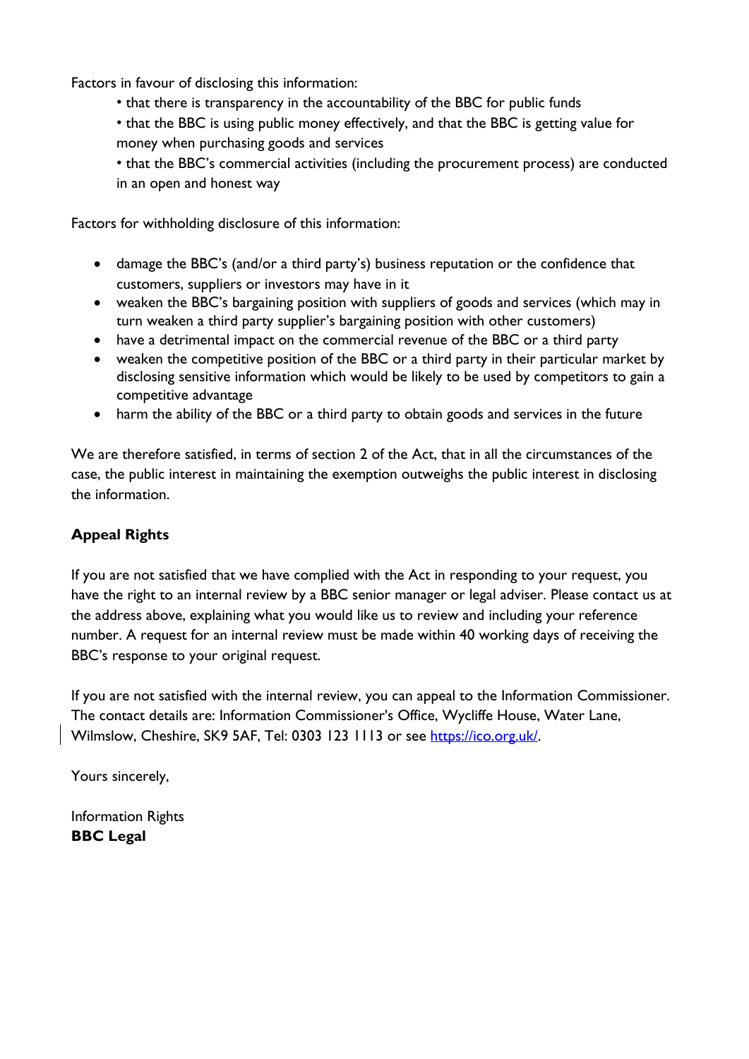Factors in favour of disclosing this information:

- that there is transparency in the accountability of the BBC for public funds
- that the BBC is using public money effectively, and that the BBC is getting value for money when purchasing goods and services
- that the BBC's commercial activities (including the procurement process) are conducted in an open and honest way

Factors for withholding disclosure of this information:

- damage the BBC's (and/or a third party's) business reputation or the confidence that customers, suppliers or investors may have in it
- weaken the BBC's bargaining position with suppliers of goods and services (which may in turn weaken a third party supplier's bargaining position with other customers)
- have a detrimental impact on the commercial revenue of the BBC or a third party
- weaken the competitive position of the BBC or a third party in their particular market by disclosing sensitive information which would be likely to be used by competitors to gain a competitive advantage
- harm the ability of the BBC or a third party to obtain goods and services in the future

We are therefore satisfied, in terms of section 2 of the Act, that in all the circumstances of the case, the public interest in maintaining the exemption outweighs the public interest in disclosing the information.

**Appeal Rights**

If you are not satisfied that we have complied with the Act in responding to your request, you have the right to an internal review by a BBC senior manager or legal adviser. Please contact us at the address above, explaining what you would like us to review and including your reference number. A request for an internal review must be made within 40 working days of receiving the BBC's response to your original request.

If you are not satisfied with the internal review, you can appeal to the Information Commissioner. The contact details are: Information Commissioner's Office, Wycliffe House, Water Lane, Wilmslow, Cheshire, SK9 5AF, Tel: 0303 123 1113 or see https://ico.org.uk/.

Yours sincerely,

Information Rights
**BBC Legal**